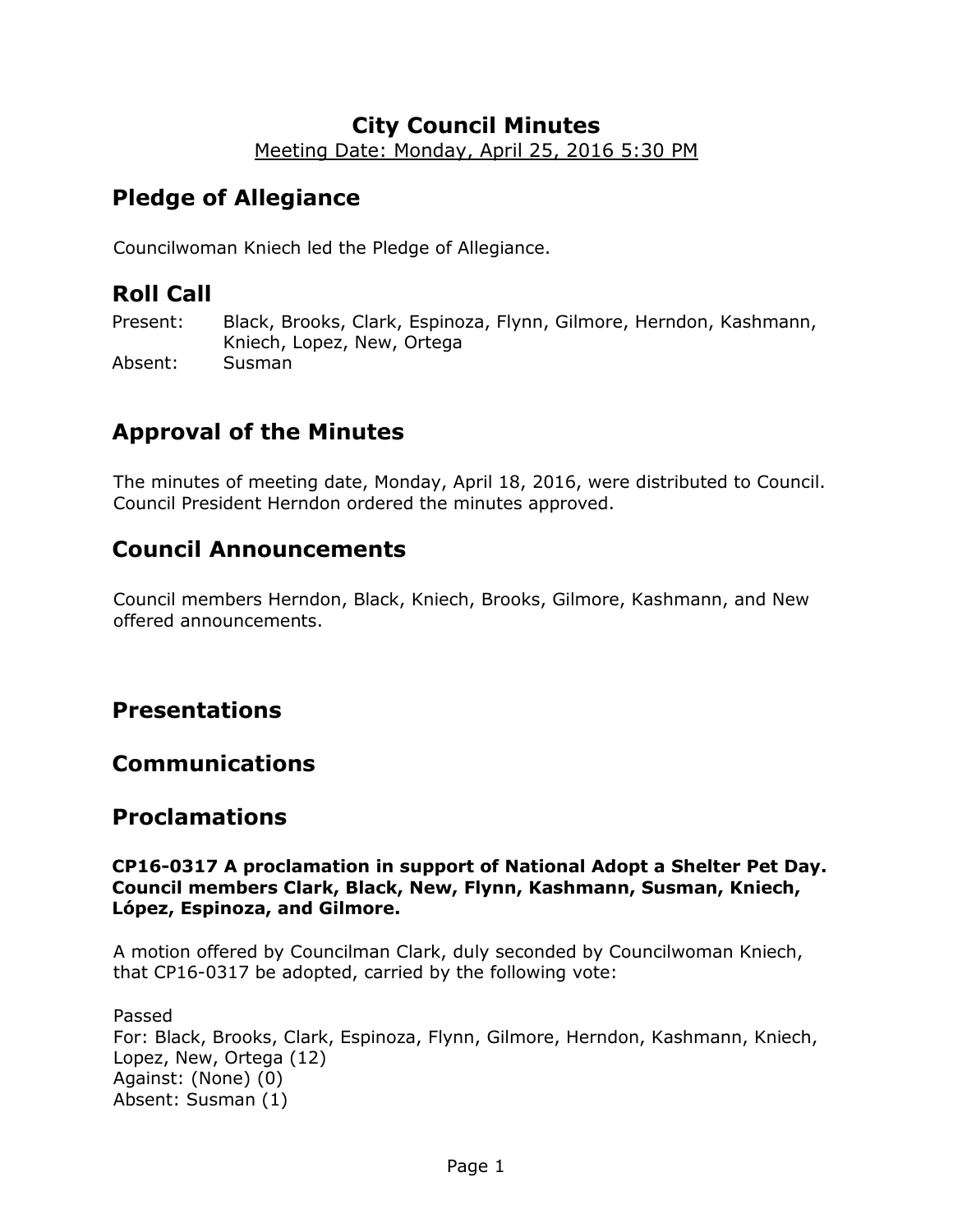# City Council Minutes

Meeting Date: Monday, April 25, 2016 5:30 PM

## Pledge of Allegiance

Councilwoman Kniech led the Pledge of Allegiance.

## Roll Call

Present: Black, Brooks, Clark, Espinoza, Flynn, Gilmore, Herndon, Kashmann, Kniech, Lopez, New, Ortega

Absent: Susman

## Approval of the Minutes

The minutes of meeting date, Monday, April 18, 2016, were distributed to Council. Council President Herndon ordered the minutes approved.

## Council Announcements

Council members Herndon, Black, Kniech, Brooks, Gilmore, Kashmann, and New offered announcements.

## Presentations

## Communications

## Proclamations

**CP16-0317 A proclamation in support of National Adopt a Shelter Pet Day. Council members Clark, Black, New, Flynn, Kashmann, Susman, Kniech, López, Espinoza, and Gilmore.**

A motion offered by Councilman Clark, duly seconded by Councilwoman Kniech, that CP16-0317 be adopted, carried by the following vote:

Passed
For: Black, Brooks, Clark, Espinoza, Flynn, Gilmore, Herndon, Kashmann, Kniech, Lopez, New, Ortega (12)
Against: (None) (0)
Absent: Susman (1)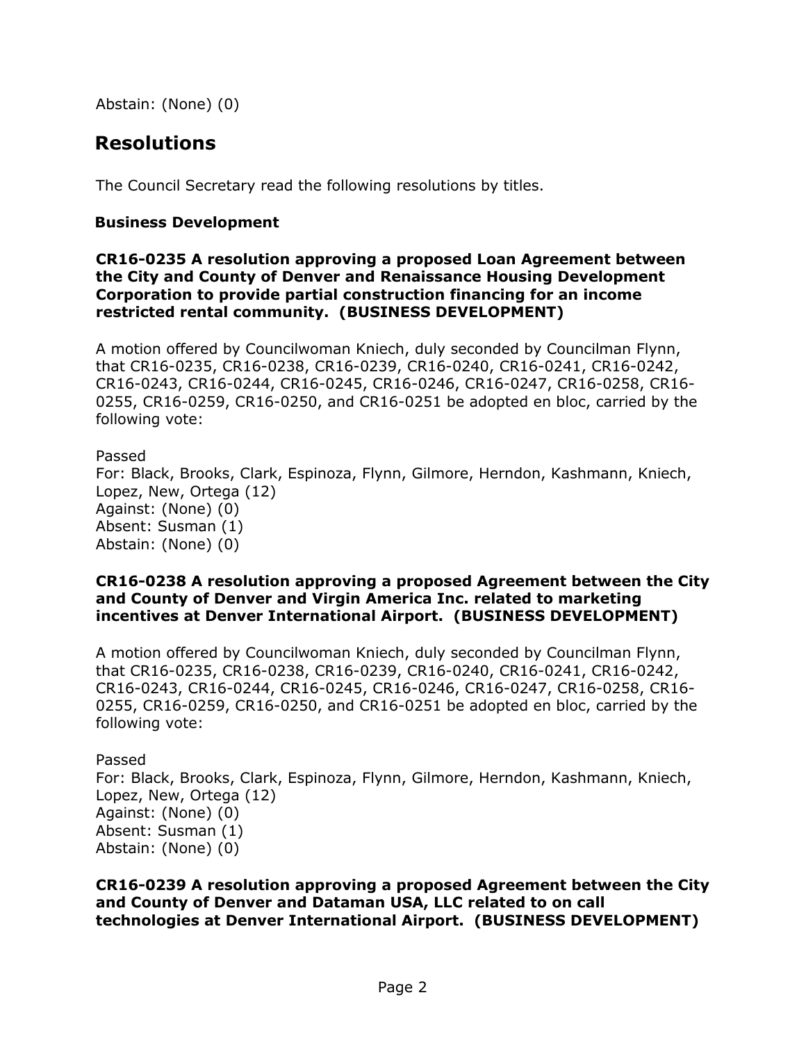Abstain: (None) (0)

## Resolutions

The Council Secretary read the following resolutions by titles.

### Business Development

**CR16-0235 A resolution approving a proposed Loan Agreement between the City and County of Denver and Renaissance Housing Development Corporation to provide partial construction financing for an income restricted rental community. (BUSINESS DEVELOPMENT)**

A motion offered by Councilwoman Kniech, duly seconded by Councilman Flynn, that CR16-0235, CR16-0238, CR16-0239, CR16-0240, CR16-0241, CR16-0242, CR16-0243, CR16-0244, CR16-0245, CR16-0246, CR16-0247, CR16-0258, CR16-0255, CR16-0259, CR16-0250, and CR16-0251 be adopted en bloc, carried by the following vote:

Passed
For: Black, Brooks, Clark, Espinoza, Flynn, Gilmore, Herndon, Kashmann, Kniech, Lopez, New, Ortega (12)
Against: (None) (0)
Absent: Susman (1)
Abstain: (None) (0)

**CR16-0238 A resolution approving a proposed Agreement between the City and County of Denver and Virgin America Inc. related to marketing incentives at Denver International Airport. (BUSINESS DEVELOPMENT)**

A motion offered by Councilwoman Kniech, duly seconded by Councilman Flynn, that CR16-0235, CR16-0238, CR16-0239, CR16-0240, CR16-0241, CR16-0242, CR16-0243, CR16-0244, CR16-0245, CR16-0246, CR16-0247, CR16-0258, CR16-0255, CR16-0259, CR16-0250, and CR16-0251 be adopted en bloc, carried by the following vote:

Passed
For: Black, Brooks, Clark, Espinoza, Flynn, Gilmore, Herndon, Kashmann, Kniech, Lopez, New, Ortega (12)
Against: (None) (0)
Absent: Susman (1)
Abstain: (None) (0)

**CR16-0239 A resolution approving a proposed Agreement between the City and County of Denver and Dataman USA, LLC related to on call technologies at Denver International Airport. (BUSINESS DEVELOPMENT)**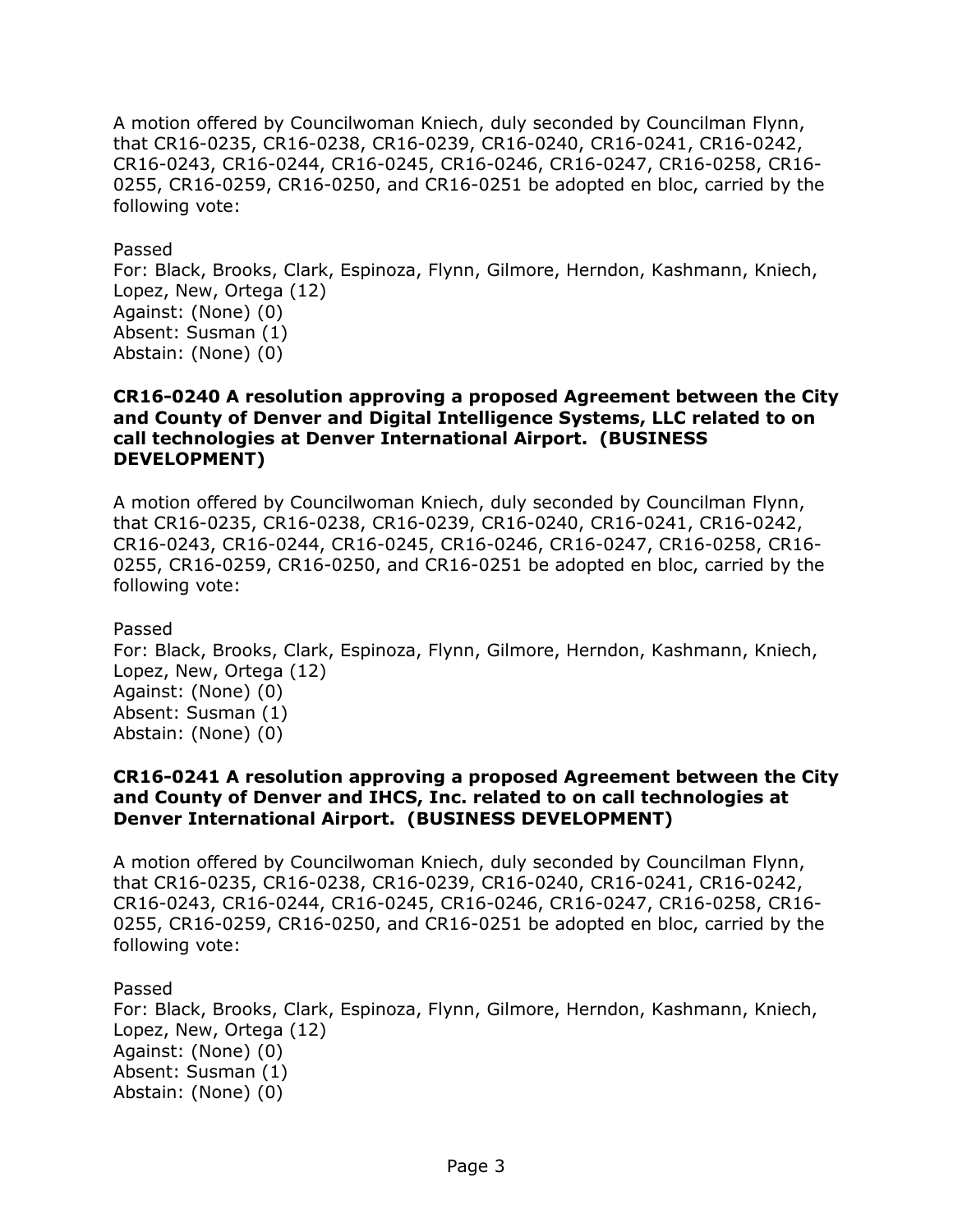A motion offered by Councilwoman Kniech, duly seconded by Councilman Flynn, that CR16-0235, CR16-0238, CR16-0239, CR16-0240, CR16-0241, CR16-0242, CR16-0243, CR16-0244, CR16-0245, CR16-0246, CR16-0247, CR16-0258, CR16-0255, CR16-0259, CR16-0250, and CR16-0251 be adopted en bloc, carried by the following vote:

Passed
For: Black, Brooks, Clark, Espinoza, Flynn, Gilmore, Herndon, Kashmann, Kniech, Lopez, New, Ortega (12)
Against: (None) (0)
Absent: Susman (1)
Abstain: (None) (0)

**CR16-0240 A resolution approving a proposed Agreement between the City and County of Denver and Digital Intelligence Systems, LLC related to on call technologies at Denver International Airport. (BUSINESS DEVELOPMENT)**

A motion offered by Councilwoman Kniech, duly seconded by Councilman Flynn, that CR16-0235, CR16-0238, CR16-0239, CR16-0240, CR16-0241, CR16-0242, CR16-0243, CR16-0244, CR16-0245, CR16-0246, CR16-0247, CR16-0258, CR16-0255, CR16-0259, CR16-0250, and CR16-0251 be adopted en bloc, carried by the following vote:

Passed
For: Black, Brooks, Clark, Espinoza, Flynn, Gilmore, Herndon, Kashmann, Kniech, Lopez, New, Ortega (12)
Against: (None) (0)
Absent: Susman (1)
Abstain: (None) (0)

**CR16-0241 A resolution approving a proposed Agreement between the City and County of Denver and IHCS, Inc. related to on call technologies at Denver International Airport. (BUSINESS DEVELOPMENT)**

A motion offered by Councilwoman Kniech, duly seconded by Councilman Flynn, that CR16-0235, CR16-0238, CR16-0239, CR16-0240, CR16-0241, CR16-0242, CR16-0243, CR16-0244, CR16-0245, CR16-0246, CR16-0247, CR16-0258, CR16-0255, CR16-0259, CR16-0250, and CR16-0251 be adopted en bloc, carried by the following vote:

Passed
For: Black, Brooks, Clark, Espinoza, Flynn, Gilmore, Herndon, Kashmann, Kniech, Lopez, New, Ortega (12)
Against: (None) (0)
Absent: Susman (1)
Abstain: (None) (0)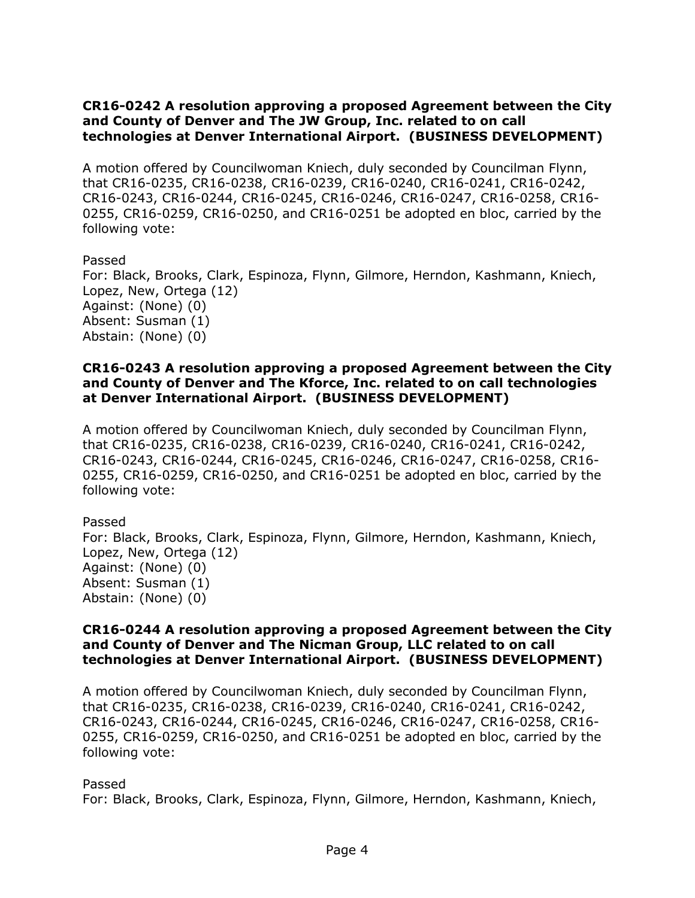**CR16-0242 A resolution approving a proposed Agreement between the City and County of Denver and The JW Group, Inc. related to on call technologies at Denver International Airport. (BUSINESS DEVELOPMENT)**

A motion offered by Councilwoman Kniech, duly seconded by Councilman Flynn, that CR16-0235, CR16-0238, CR16-0239, CR16-0240, CR16-0241, CR16-0242, CR16-0243, CR16-0244, CR16-0245, CR16-0246, CR16-0247, CR16-0258, CR16-0255, CR16-0259, CR16-0250, and CR16-0251 be adopted en bloc, carried by the following vote:

Passed
For: Black, Brooks, Clark, Espinoza, Flynn, Gilmore, Herndon, Kashmann, Kniech, Lopez, New, Ortega (12)
Against: (None) (0)
Absent: Susman (1)
Abstain: (None) (0)

**CR16-0243 A resolution approving a proposed Agreement between the City and County of Denver and The Kforce, Inc. related to on call technologies at Denver International Airport. (BUSINESS DEVELOPMENT)**

A motion offered by Councilwoman Kniech, duly seconded by Councilman Flynn, that CR16-0235, CR16-0238, CR16-0239, CR16-0240, CR16-0241, CR16-0242, CR16-0243, CR16-0244, CR16-0245, CR16-0246, CR16-0247, CR16-0258, CR16-0255, CR16-0259, CR16-0250, and CR16-0251 be adopted en bloc, carried by the following vote:

Passed
For: Black, Brooks, Clark, Espinoza, Flynn, Gilmore, Herndon, Kashmann, Kniech, Lopez, New, Ortega (12)
Against: (None) (0)
Absent: Susman (1)
Abstain: (None) (0)

**CR16-0244 A resolution approving a proposed Agreement between the City and County of Denver and The Nicman Group, LLC related to on call technologies at Denver International Airport. (BUSINESS DEVELOPMENT)**

A motion offered by Councilwoman Kniech, duly seconded by Councilman Flynn, that CR16-0235, CR16-0238, CR16-0239, CR16-0240, CR16-0241, CR16-0242, CR16-0243, CR16-0244, CR16-0245, CR16-0246, CR16-0247, CR16-0258, CR16-0255, CR16-0259, CR16-0250, and CR16-0251 be adopted en bloc, carried by the following vote:

Passed
For: Black, Brooks, Clark, Espinoza, Flynn, Gilmore, Herndon, Kashmann, Kniech,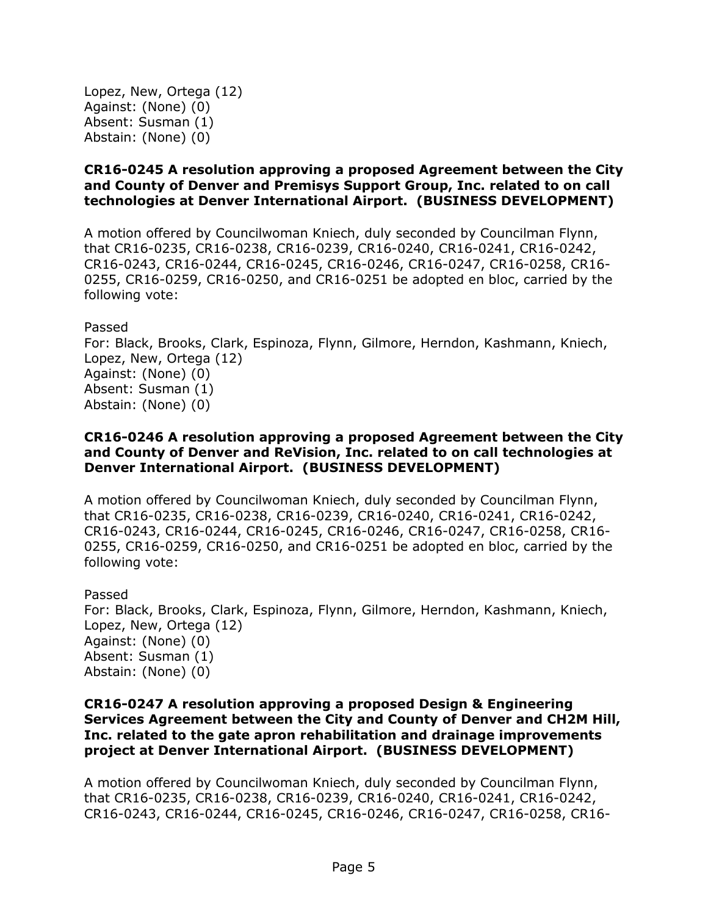Lopez, New, Ortega (12)
Against: (None) (0)
Absent: Susman (1)
Abstain: (None) (0)

**CR16-0245 A resolution approving a proposed Agreement between the City and County of Denver and Premisys Support Group, Inc. related to on call technologies at Denver International Airport. (BUSINESS DEVELOPMENT)**

A motion offered by Councilwoman Kniech, duly seconded by Councilman Flynn, that CR16-0235, CR16-0238, CR16-0239, CR16-0240, CR16-0241, CR16-0242, CR16-0243, CR16-0244, CR16-0245, CR16-0246, CR16-0247, CR16-0258, CR16-0255, CR16-0259, CR16-0250, and CR16-0251 be adopted en bloc, carried by the following vote:

Passed
For: Black, Brooks, Clark, Espinoza, Flynn, Gilmore, Herndon, Kashmann, Kniech, Lopez, New, Ortega (12)
Against: (None) (0)
Absent: Susman (1)
Abstain: (None) (0)

**CR16-0246 A resolution approving a proposed Agreement between the City and County of Denver and ReVision, Inc. related to on call technologies at Denver International Airport. (BUSINESS DEVELOPMENT)**

A motion offered by Councilwoman Kniech, duly seconded by Councilman Flynn, that CR16-0235, CR16-0238, CR16-0239, CR16-0240, CR16-0241, CR16-0242, CR16-0243, CR16-0244, CR16-0245, CR16-0246, CR16-0247, CR16-0258, CR16-0255, CR16-0259, CR16-0250, and CR16-0251 be adopted en bloc, carried by the following vote:

Passed
For: Black, Brooks, Clark, Espinoza, Flynn, Gilmore, Herndon, Kashmann, Kniech, Lopez, New, Ortega (12)
Against: (None) (0)
Absent: Susman (1)
Abstain: (None) (0)

**CR16-0247 A resolution approving a proposed Design & Engineering Services Agreement between the City and County of Denver and CH2M Hill, Inc. related to the gate apron rehabilitation and drainage improvements project at Denver International Airport. (BUSINESS DEVELOPMENT)**

A motion offered by Councilwoman Kniech, duly seconded by Councilman Flynn, that CR16-0235, CR16-0238, CR16-0239, CR16-0240, CR16-0241, CR16-0242, CR16-0243, CR16-0244, CR16-0245, CR16-0246, CR16-0247, CR16-0258, CR16-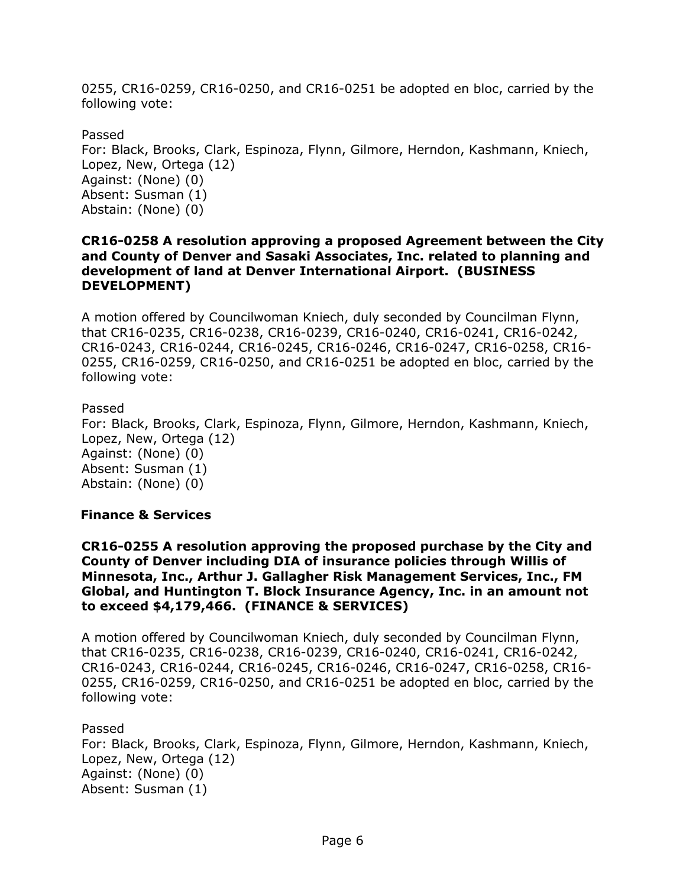0255, CR16-0259, CR16-0250, and CR16-0251 be adopted en bloc, carried by the following vote:

Passed
For: Black, Brooks, Clark, Espinoza, Flynn, Gilmore, Herndon, Kashmann, Kniech, Lopez, New, Ortega (12)
Against: (None) (0)
Absent: Susman (1)
Abstain: (None) (0)

**CR16-0258 A resolution approving a proposed Agreement between the City and County of Denver and Sasaki Associates, Inc. related to planning and development of land at Denver International Airport. (BUSINESS DEVELOPMENT)**

A motion offered by Councilwoman Kniech, duly seconded by Councilman Flynn, that CR16-0235, CR16-0238, CR16-0239, CR16-0240, CR16-0241, CR16-0242, CR16-0243, CR16-0244, CR16-0245, CR16-0246, CR16-0247, CR16-0258, CR16-0255, CR16-0259, CR16-0250, and CR16-0251 be adopted en bloc, carried by the following vote:

Passed
For: Black, Brooks, Clark, Espinoza, Flynn, Gilmore, Herndon, Kashmann, Kniech, Lopez, New, Ortega (12)
Against: (None) (0)
Absent: Susman (1)
Abstain: (None) (0)

### Finance & Services

**CR16-0255 A resolution approving the proposed purchase by the City and County of Denver including DIA of insurance policies through Willis of Minnesota, Inc., Arthur J. Gallagher Risk Management Services, Inc., FM Global, and Huntington T. Block Insurance Agency, Inc. in an amount not to exceed $4,179,466. (FINANCE & SERVICES)**

A motion offered by Councilwoman Kniech, duly seconded by Councilman Flynn, that CR16-0235, CR16-0238, CR16-0239, CR16-0240, CR16-0241, CR16-0242, CR16-0243, CR16-0244, CR16-0245, CR16-0246, CR16-0247, CR16-0258, CR16-0255, CR16-0259, CR16-0250, and CR16-0251 be adopted en bloc, carried by the following vote:

Passed
For: Black, Brooks, Clark, Espinoza, Flynn, Gilmore, Herndon, Kashmann, Kniech, Lopez, New, Ortega (12)
Against: (None) (0)
Absent: Susman (1)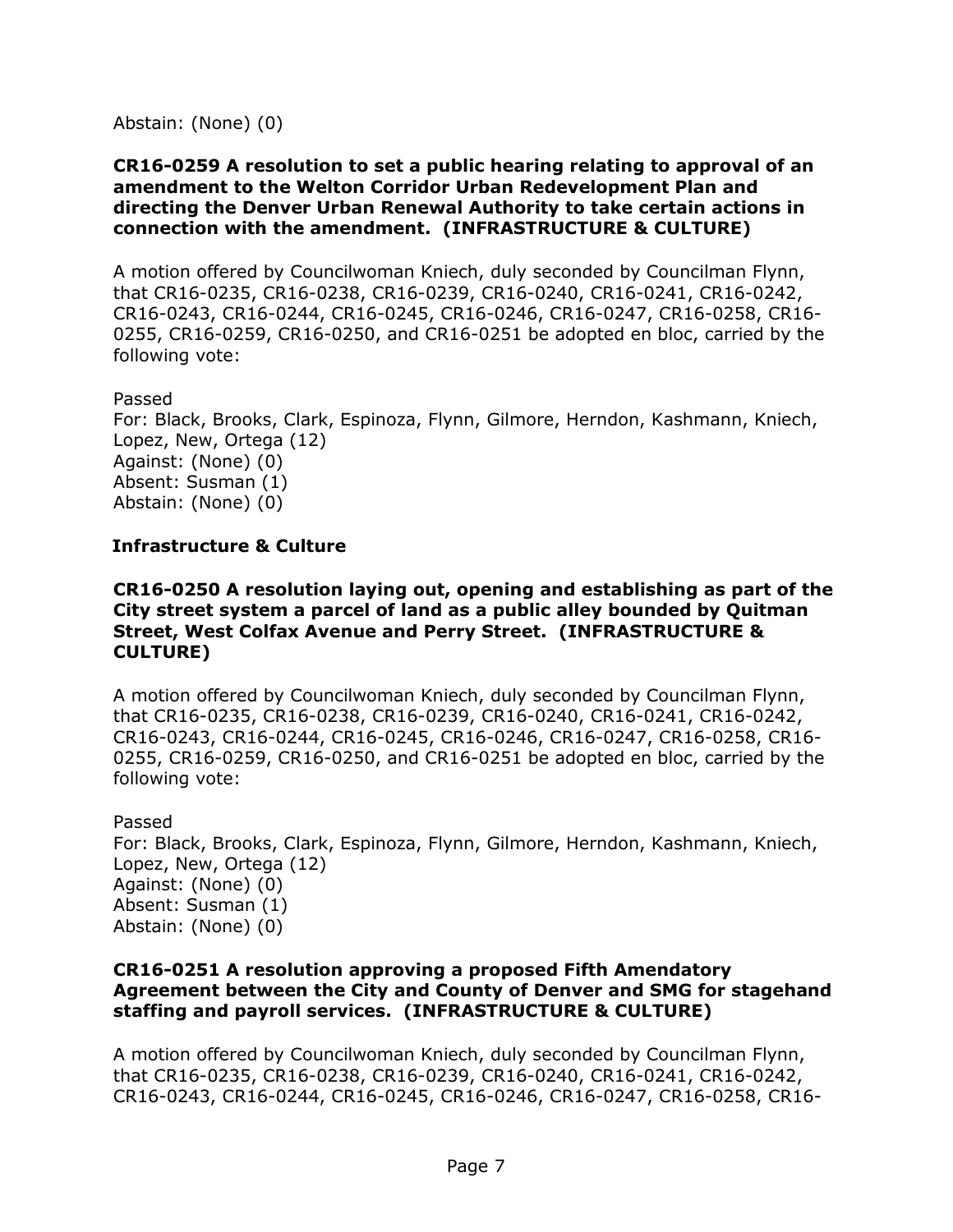Abstain: (None) (0)

**CR16-0259 A resolution to set a public hearing relating to approval of an amendment to the Welton Corridor Urban Redevelopment Plan and directing the Denver Urban Renewal Authority to take certain actions in connection with the amendment. (INFRASTRUCTURE & CULTURE)**

A motion offered by Councilwoman Kniech, duly seconded by Councilman Flynn, that CR16-0235, CR16-0238, CR16-0239, CR16-0240, CR16-0241, CR16-0242, CR16-0243, CR16-0244, CR16-0245, CR16-0246, CR16-0247, CR16-0258, CR16-0255, CR16-0259, CR16-0250, and CR16-0251 be adopted en bloc, carried by the following vote:

Passed
For: Black, Brooks, Clark, Espinoza, Flynn, Gilmore, Herndon, Kashmann, Kniech, Lopez, New, Ortega (12)
Against: (None) (0)
Absent: Susman (1)
Abstain: (None) (0)

**Infrastructure & Culture**

**CR16-0250 A resolution laying out, opening and establishing as part of the City street system a parcel of land as a public alley bounded by Quitman Street, West Colfax Avenue and Perry Street. (INFRASTRUCTURE & CULTURE)**

A motion offered by Councilwoman Kniech, duly seconded by Councilman Flynn, that CR16-0235, CR16-0238, CR16-0239, CR16-0240, CR16-0241, CR16-0242, CR16-0243, CR16-0244, CR16-0245, CR16-0246, CR16-0247, CR16-0258, CR16-0255, CR16-0259, CR16-0250, and CR16-0251 be adopted en bloc, carried by the following vote:

Passed
For: Black, Brooks, Clark, Espinoza, Flynn, Gilmore, Herndon, Kashmann, Kniech, Lopez, New, Ortega (12)
Against: (None) (0)
Absent: Susman (1)
Abstain: (None) (0)

**CR16-0251 A resolution approving a proposed Fifth Amendatory Agreement between the City and County of Denver and SMG for stagehand staffing and payroll services. (INFRASTRUCTURE & CULTURE)**

A motion offered by Councilwoman Kniech, duly seconded by Councilman Flynn, that CR16-0235, CR16-0238, CR16-0239, CR16-0240, CR16-0241, CR16-0242, CR16-0243, CR16-0244, CR16-0245, CR16-0246, CR16-0247, CR16-0258, CR16-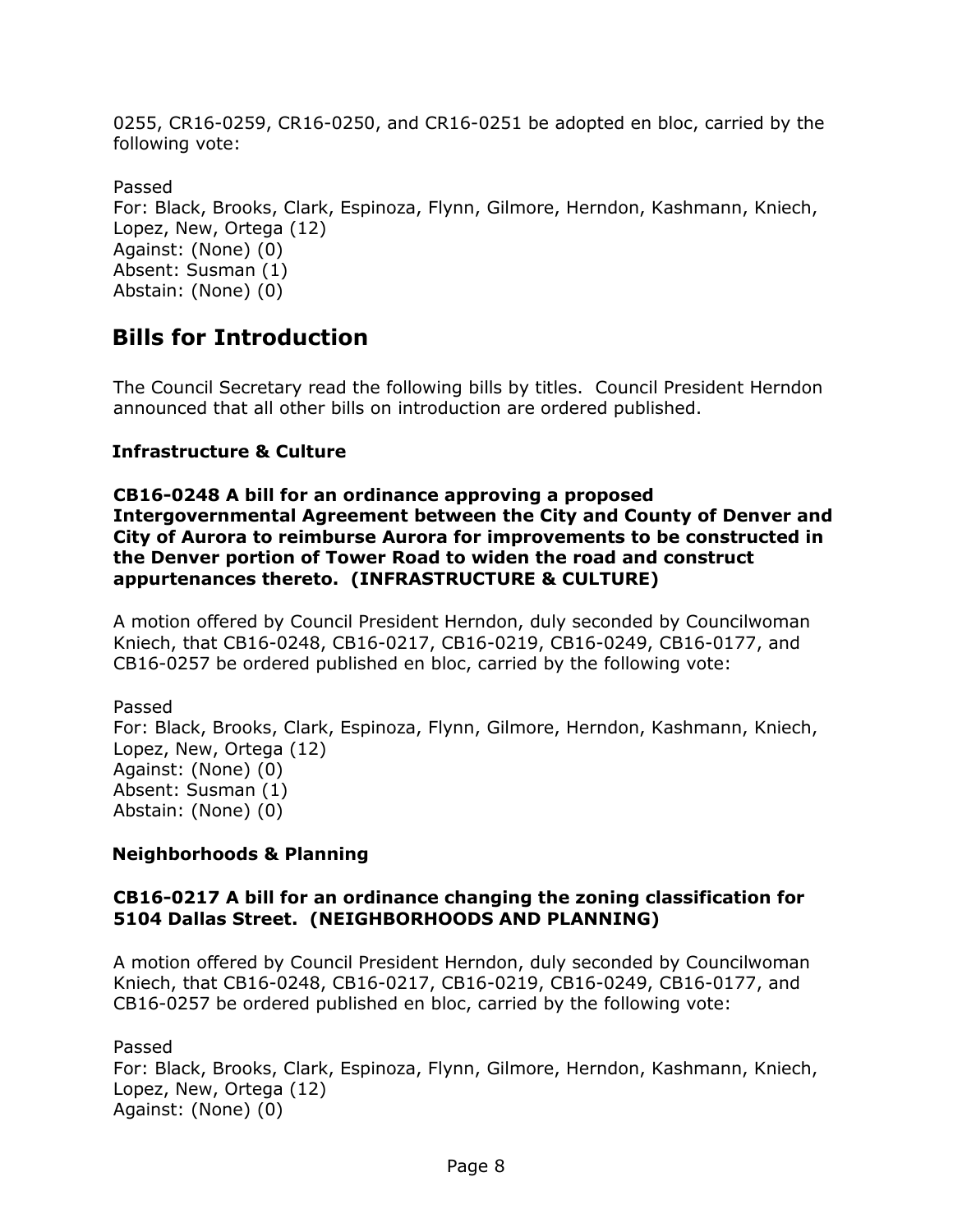0255, CR16-0259, CR16-0250, and CR16-0251 be adopted en bloc, carried by the following vote:

Passed
For: Black, Brooks, Clark, Espinoza, Flynn, Gilmore, Herndon, Kashmann, Kniech, Lopez, New, Ortega (12)
Against: (None) (0)
Absent: Susman (1)
Abstain: (None) (0)

## Bills for Introduction

The Council Secretary read the following bills by titles. Council President Herndon announced that all other bills on introduction are ordered published.

### Infrastructure & Culture

**CB16-0248 A bill for an ordinance approving a proposed Intergovernmental Agreement between the City and County of Denver and City of Aurora to reimburse Aurora for improvements to be constructed in the Denver portion of Tower Road to widen the road and construct appurtenances thereto. (INFRASTRUCTURE & CULTURE)**

A motion offered by Council President Herndon, duly seconded by Councilwoman Kniech, that CB16-0248, CB16-0217, CB16-0219, CB16-0249, CB16-0177, and CB16-0257 be ordered published en bloc, carried by the following vote:

Passed
For: Black, Brooks, Clark, Espinoza, Flynn, Gilmore, Herndon, Kashmann, Kniech, Lopez, New, Ortega (12)
Against: (None) (0)
Absent: Susman (1)
Abstain: (None) (0)

### Neighborhoods & Planning

**CB16-0217 A bill for an ordinance changing the zoning classification for 5104 Dallas Street. (NEIGHBORHOODS AND PLANNING)**

A motion offered by Council President Herndon, duly seconded by Councilwoman Kniech, that CB16-0248, CB16-0217, CB16-0219, CB16-0249, CB16-0177, and CB16-0257 be ordered published en bloc, carried by the following vote:

Passed
For: Black, Brooks, Clark, Espinoza, Flynn, Gilmore, Herndon, Kashmann, Kniech, Lopez, New, Ortega (12)
Against: (None) (0)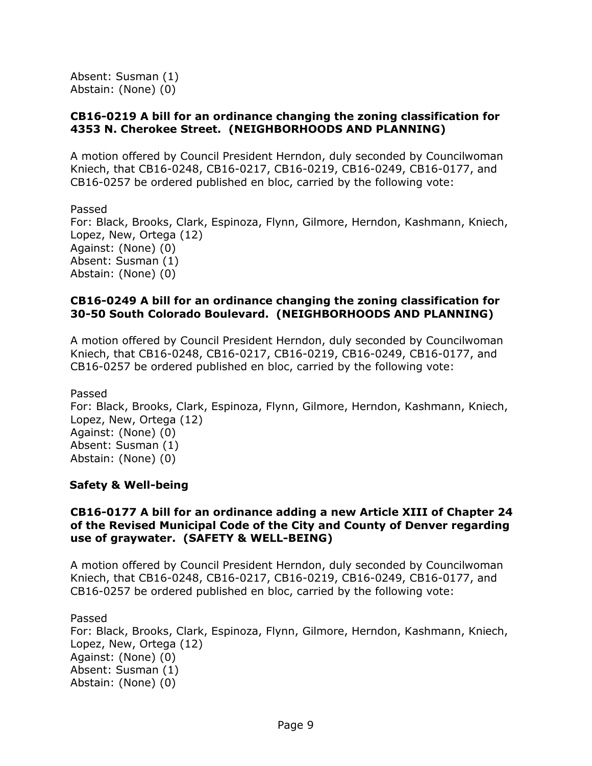Absent: Susman (1)
Abstain: (None) (0)

**CB16-0219 A bill for an ordinance changing the zoning classification for 4353 N. Cherokee Street. (NEIGHBORHOODS AND PLANNING)**

A motion offered by Council President Herndon, duly seconded by Councilwoman Kniech, that CB16-0248, CB16-0217, CB16-0219, CB16-0249, CB16-0177, and CB16-0257 be ordered published en bloc, carried by the following vote:

Passed
For: Black, Brooks, Clark, Espinoza, Flynn, Gilmore, Herndon, Kashmann, Kniech, Lopez, New, Ortega (12)
Against: (None) (0)
Absent: Susman (1)
Abstain: (None) (0)

**CB16-0249 A bill for an ordinance changing the zoning classification for 30-50 South Colorado Boulevard. (NEIGHBORHOODS AND PLANNING)**

A motion offered by Council President Herndon, duly seconded by Councilwoman Kniech, that CB16-0248, CB16-0217, CB16-0219, CB16-0249, CB16-0177, and CB16-0257 be ordered published en bloc, carried by the following vote:

Passed
For: Black, Brooks, Clark, Espinoza, Flynn, Gilmore, Herndon, Kashmann, Kniech, Lopez, New, Ortega (12)
Against: (None) (0)
Absent: Susman (1)
Abstain: (None) (0)

**Safety & Well-being**

**CB16-0177 A bill for an ordinance adding a new Article XIII of Chapter 24 of the Revised Municipal Code of the City and County of Denver regarding use of graywater. (SAFETY & WELL-BEING)**

A motion offered by Council President Herndon, duly seconded by Councilwoman Kniech, that CB16-0248, CB16-0217, CB16-0219, CB16-0249, CB16-0177, and CB16-0257 be ordered published en bloc, carried by the following vote:

Passed
For: Black, Brooks, Clark, Espinoza, Flynn, Gilmore, Herndon, Kashmann, Kniech, Lopez, New, Ortega (12)
Against: (None) (0)
Absent: Susman (1)
Abstain: (None) (0)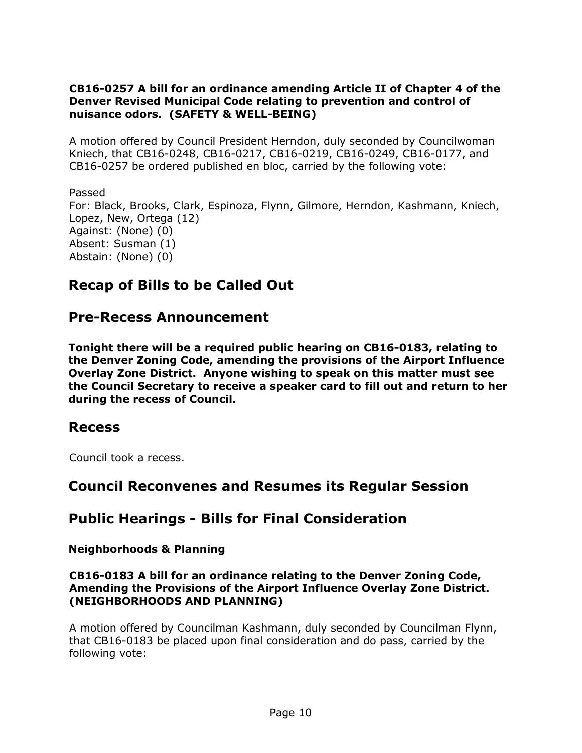**CB16-0257 A bill for an ordinance amending Article II of Chapter 4 of the Denver Revised Municipal Code relating to prevention and control of nuisance odors. (SAFETY & WELL-BEING)**

A motion offered by Council President Herndon, duly seconded by Councilwoman Kniech, that CB16-0248, CB16-0217, CB16-0219, CB16-0249, CB16-0177, and CB16-0257 be ordered published en bloc, carried by the following vote:

Passed
For: Black, Brooks, Clark, Espinoza, Flynn, Gilmore, Herndon, Kashmann, Kniech, Lopez, New, Ortega (12)
Against: (None) (0)
Absent: Susman (1)
Abstain: (None) (0)

## Recap of Bills to be Called Out

## Pre-Recess Announcement

**Tonight there will be a required public hearing on CB16-0183, relating to the Denver Zoning Code, amending the provisions of the Airport Influence Overlay Zone District. Anyone wishing to speak on this matter must see the Council Secretary to receive a speaker card to fill out and return to her during the recess of Council.**

## Recess

Council took a recess.

## Council Reconvenes and Resumes its Regular Session

## Public Hearings - Bills for Final Consideration

### Neighborhoods & Planning

**CB16-0183 A bill for an ordinance relating to the Denver Zoning Code, Amending the Provisions of the Airport Influence Overlay Zone District. (NEIGHBORHOODS AND PLANNING)**

A motion offered by Councilman Kashmann, duly seconded by Councilman Flynn, that CB16-0183 be placed upon final consideration and do pass, carried by the following vote: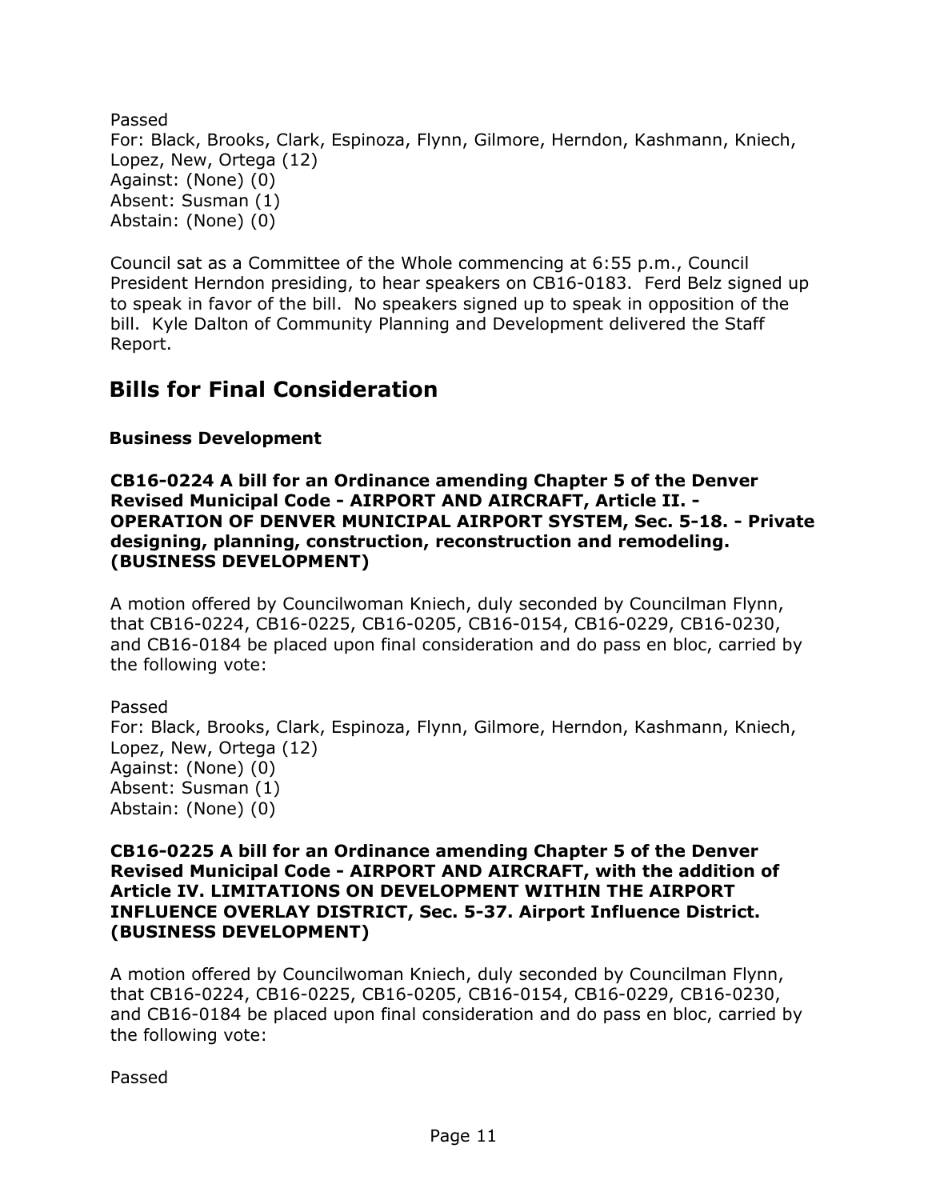Passed
For: Black, Brooks, Clark, Espinoza, Flynn, Gilmore, Herndon, Kashmann, Kniech, Lopez, New, Ortega (12)
Against: (None) (0)
Absent: Susman (1)
Abstain: (None) (0)

Council sat as a Committee of the Whole commencing at 6:55 p.m., Council President Herndon presiding, to hear speakers on CB16-0183. Ferd Belz signed up to speak in favor of the bill. No speakers signed up to speak in opposition of the bill. Kyle Dalton of Community Planning and Development delivered the Staff Report.

## Bills for Final Consideration

### Business Development

**CB16-0224 A bill for an Ordinance amending Chapter 5 of the Denver Revised Municipal Code - AIRPORT AND AIRCRAFT, Article II. - OPERATION OF DENVER MUNICIPAL AIRPORT SYSTEM, Sec. 5-18. - Private designing, planning, construction, reconstruction and remodeling. (BUSINESS DEVELOPMENT)**

A motion offered by Councilwoman Kniech, duly seconded by Councilman Flynn, that CB16-0224, CB16-0225, CB16-0205, CB16-0154, CB16-0229, CB16-0230, and CB16-0184 be placed upon final consideration and do pass en bloc, carried by the following vote:

Passed
For: Black, Brooks, Clark, Espinoza, Flynn, Gilmore, Herndon, Kashmann, Kniech, Lopez, New, Ortega (12)
Against: (None) (0)
Absent: Susman (1)
Abstain: (None) (0)

**CB16-0225 A bill for an Ordinance amending Chapter 5 of the Denver Revised Municipal Code - AIRPORT AND AIRCRAFT, with the addition of Article IV. LIMITATIONS ON DEVELOPMENT WITHIN THE AIRPORT INFLUENCE OVERLAY DISTRICT, Sec. 5-37. Airport Influence District. (BUSINESS DEVELOPMENT)**

A motion offered by Councilwoman Kniech, duly seconded by Councilman Flynn, that CB16-0224, CB16-0225, CB16-0205, CB16-0154, CB16-0229, CB16-0230, and CB16-0184 be placed upon final consideration and do pass en bloc, carried by the following vote:

Passed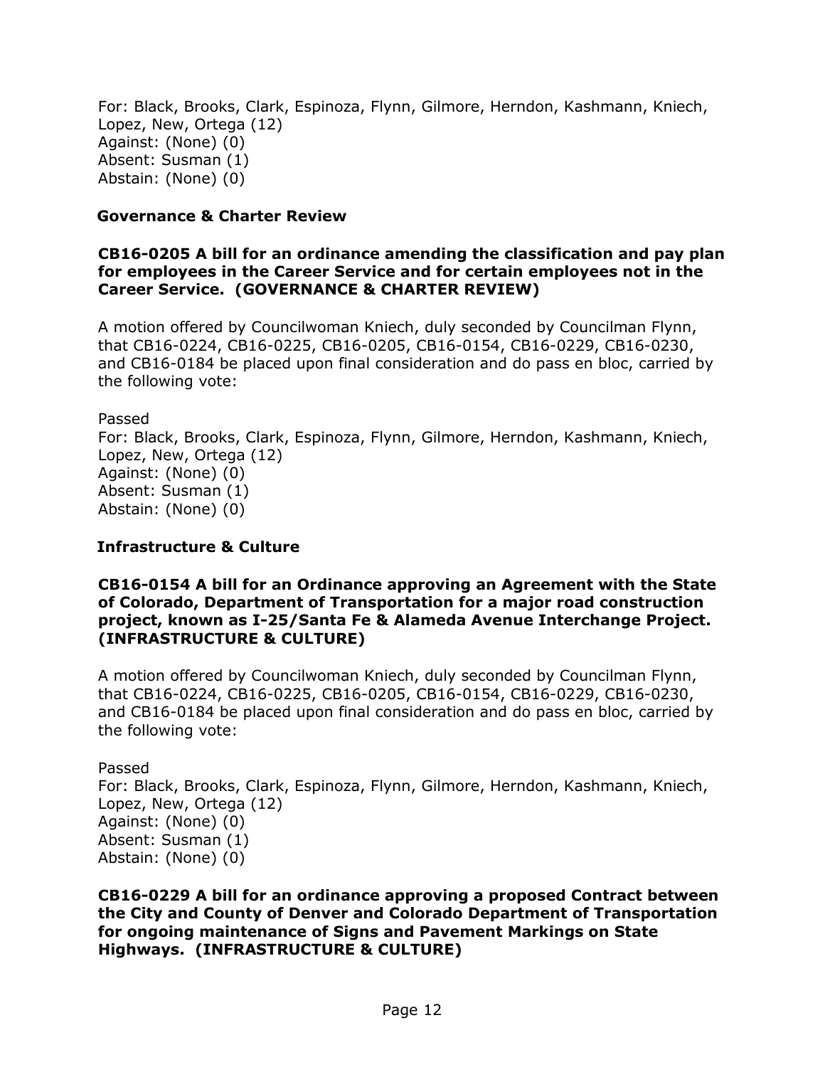For: Black, Brooks, Clark, Espinoza, Flynn, Gilmore, Herndon, Kashmann, Kniech, Lopez, New, Ortega (12)
Against: (None) (0)
Absent: Susman (1)
Abstain: (None) (0)

### Governance & Charter Review

**CB16-0205 A bill for an ordinance amending the classification and pay plan for employees in the Career Service and for certain employees not in the Career Service. (GOVERNANCE & CHARTER REVIEW)**

A motion offered by Councilwoman Kniech, duly seconded by Councilman Flynn, that CB16-0224, CB16-0225, CB16-0205, CB16-0154, CB16-0229, CB16-0230, and CB16-0184 be placed upon final consideration and do pass en bloc, carried by the following vote:

Passed
For: Black, Brooks, Clark, Espinoza, Flynn, Gilmore, Herndon, Kashmann, Kniech, Lopez, New, Ortega (12)
Against: (None) (0)
Absent: Susman (1)
Abstain: (None) (0)

### Infrastructure & Culture

**CB16-0154 A bill for an Ordinance approving an Agreement with the State of Colorado, Department of Transportation for a major road construction project, known as I-25/Santa Fe & Alameda Avenue Interchange Project. (INFRASTRUCTURE & CULTURE)**

A motion offered by Councilwoman Kniech, duly seconded by Councilman Flynn, that CB16-0224, CB16-0225, CB16-0205, CB16-0154, CB16-0229, CB16-0230, and CB16-0184 be placed upon final consideration and do pass en bloc, carried by the following vote:

Passed
For: Black, Brooks, Clark, Espinoza, Flynn, Gilmore, Herndon, Kashmann, Kniech, Lopez, New, Ortega (12)
Against: (None) (0)
Absent: Susman (1)
Abstain: (None) (0)

**CB16-0229 A bill for an ordinance approving a proposed Contract between the City and County of Denver and Colorado Department of Transportation for ongoing maintenance of Signs and Pavement Markings on State Highways. (INFRASTRUCTURE & CULTURE)**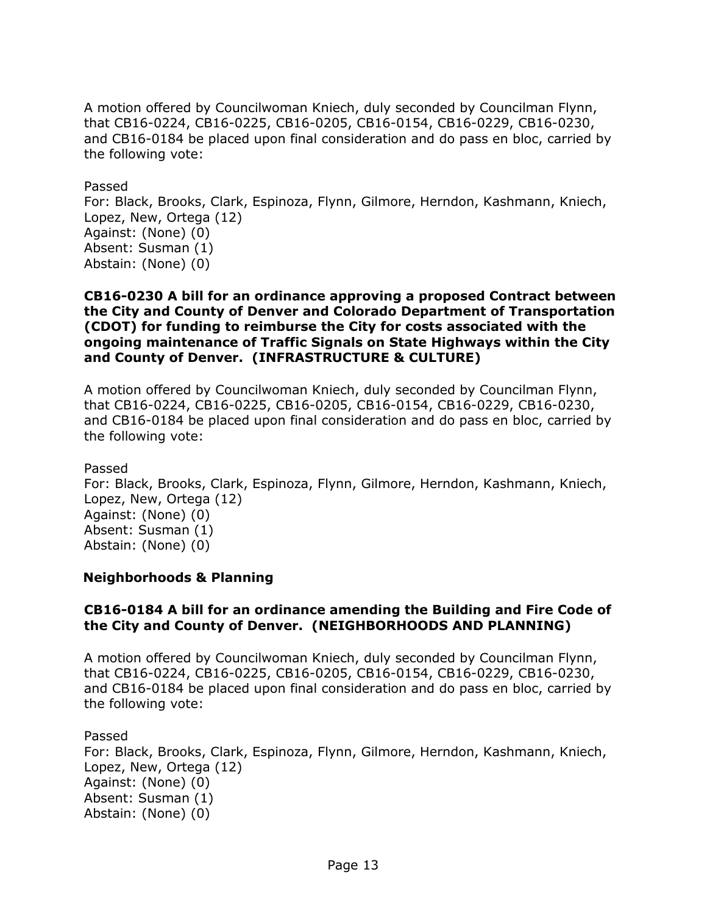A motion offered by Councilwoman Kniech, duly seconded by Councilman Flynn, that CB16-0224, CB16-0225, CB16-0205, CB16-0154, CB16-0229, CB16-0230, and CB16-0184 be placed upon final consideration and do pass en bloc, carried by the following vote:

Passed
For: Black, Brooks, Clark, Espinoza, Flynn, Gilmore, Herndon, Kashmann, Kniech, Lopez, New, Ortega (12)
Against: (None) (0)
Absent: Susman (1)
Abstain: (None) (0)

**CB16-0230 A bill for an ordinance approving a proposed Contract between the City and County of Denver and Colorado Department of Transportation (CDOT) for funding to reimburse the City for costs associated with the ongoing maintenance of Traffic Signals on State Highways within the City and County of Denver. (INFRASTRUCTURE & CULTURE)**

A motion offered by Councilwoman Kniech, duly seconded by Councilman Flynn, that CB16-0224, CB16-0225, CB16-0205, CB16-0154, CB16-0229, CB16-0230, and CB16-0184 be placed upon final consideration and do pass en bloc, carried by the following vote:

Passed
For: Black, Brooks, Clark, Espinoza, Flynn, Gilmore, Herndon, Kashmann, Kniech, Lopez, New, Ortega (12)
Against: (None) (0)
Absent: Susman (1)
Abstain: (None) (0)

**Neighborhoods & Planning**

**CB16-0184 A bill for an ordinance amending the Building and Fire Code of the City and County of Denver. (NEIGHBORHOODS AND PLANNING)**

A motion offered by Councilwoman Kniech, duly seconded by Councilman Flynn, that CB16-0224, CB16-0225, CB16-0205, CB16-0154, CB16-0229, CB16-0230, and CB16-0184 be placed upon final consideration and do pass en bloc, carried by the following vote:

Passed
For: Black, Brooks, Clark, Espinoza, Flynn, Gilmore, Herndon, Kashmann, Kniech, Lopez, New, Ortega (12)
Against: (None) (0)
Absent: Susman (1)
Abstain: (None) (0)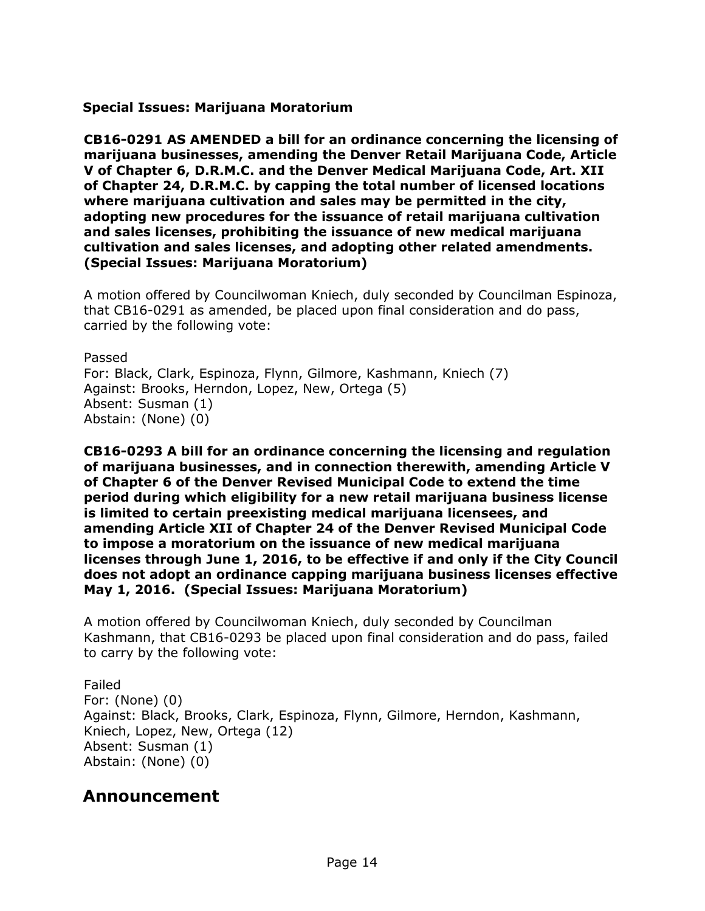**Special Issues: Marijuana Moratorium**

**CB16-0291 AS AMENDED a bill for an ordinance concerning the licensing of marijuana businesses, amending the Denver Retail Marijuana Code, Article V of Chapter 6, D.R.M.C. and the Denver Medical Marijuana Code, Art. XII of Chapter 24, D.R.M.C. by capping the total number of licensed locations where marijuana cultivation and sales may be permitted in the city, adopting new procedures for the issuance of retail marijuana cultivation and sales licenses, prohibiting the issuance of new medical marijuana cultivation and sales licenses, and adopting other related amendments. (Special Issues: Marijuana Moratorium)**

A motion offered by Councilwoman Kniech, duly seconded by Councilman Espinoza, that CB16-0291 as amended, be placed upon final consideration and do pass, carried by the following vote:

Passed
For: Black, Clark, Espinoza, Flynn, Gilmore, Kashmann, Kniech (7)
Against: Brooks, Herndon, Lopez, New, Ortega (5)
Absent: Susman (1)
Abstain: (None) (0)

**CB16-0293 A bill for an ordinance concerning the licensing and regulation of marijuana businesses, and in connection therewith, amending Article V of Chapter 6 of the Denver Revised Municipal Code to extend the time period during which eligibility for a new retail marijuana business license is limited to certain preexisting medical marijuana licensees, and amending Article XII of Chapter 24 of the Denver Revised Municipal Code to impose a moratorium on the issuance of new medical marijuana licenses through June 1, 2016, to be effective if and only if the City Council does not adopt an ordinance capping marijuana business licenses effective May 1, 2016. (Special Issues: Marijuana Moratorium)**

A motion offered by Councilwoman Kniech, duly seconded by Councilman Kashmann, that CB16-0293 be placed upon final consideration and do pass, failed to carry by the following vote:

Failed
For: (None) (0)
Against: Black, Brooks, Clark, Espinoza, Flynn, Gilmore, Herndon, Kashmann, Kniech, Lopez, New, Ortega (12)
Absent: Susman (1)
Abstain: (None) (0)

## Announcement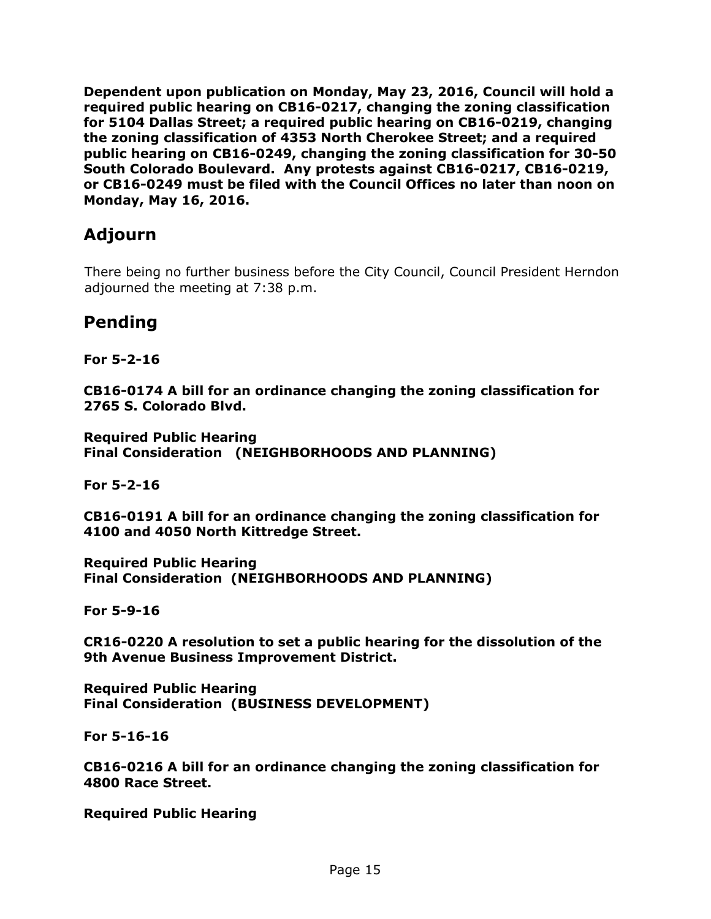**Dependent upon publication on Monday, May 23, 2016, Council will hold a required public hearing on CB16-0217, changing the zoning classification for 5104 Dallas Street; a required public hearing on CB16-0219, changing the zoning classification of 4353 North Cherokee Street; and a required public hearing on CB16-0249, changing the zoning classification for 30-50 South Colorado Boulevard. Any protests against CB16-0217, CB16-0219, or CB16-0249 must be filed with the Council Offices no later than noon on Monday, May 16, 2016.**

## Adjourn

There being no further business before the City Council, Council President Herndon adjourned the meeting at 7:38 p.m.

## Pending

**For 5-2-16**

**CB16-0174 A bill for an ordinance changing the zoning classification for 2765 S. Colorado Blvd.**

**Required Public Hearing**
**Final Consideration (NEIGHBORHOODS AND PLANNING)**

**For 5-2-16**

**CB16-0191 A bill for an ordinance changing the zoning classification for 4100 and 4050 North Kittredge Street.**

**Required Public Hearing**
**Final Consideration (NEIGHBORHOODS AND PLANNING)**

**For 5-9-16**

**CR16-0220 A resolution to set a public hearing for the dissolution of the 9th Avenue Business Improvement District.**

**Required Public Hearing**
**Final Consideration (BUSINESS DEVELOPMENT)**

**For 5-16-16**

**CB16-0216 A bill for an ordinance changing the zoning classification for 4800 Race Street.**

**Required Public Hearing**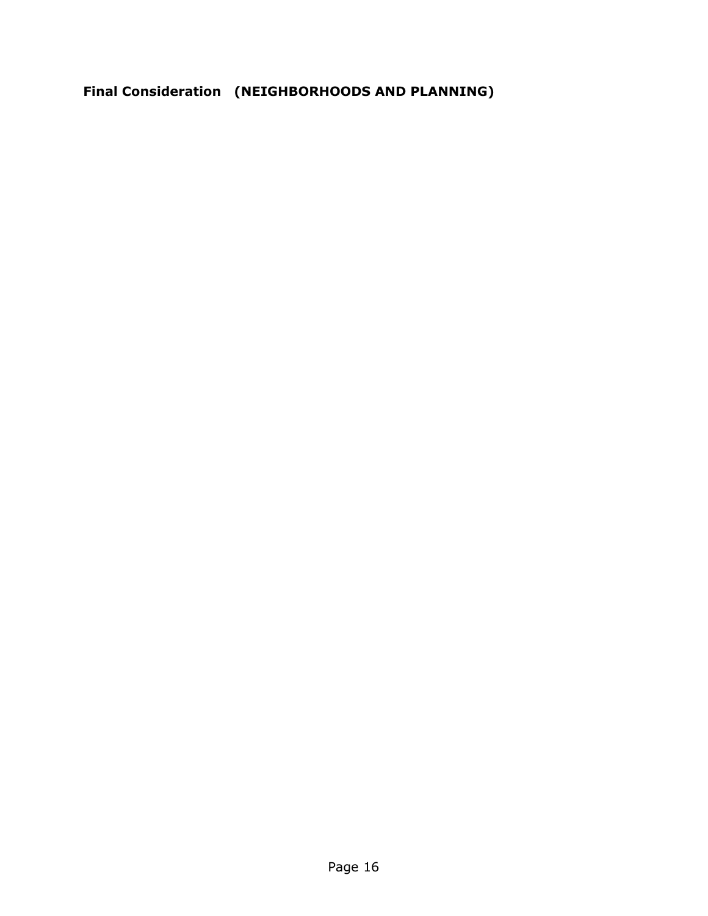**Final Consideration (NEIGHBORHOODS AND PLANNING)**